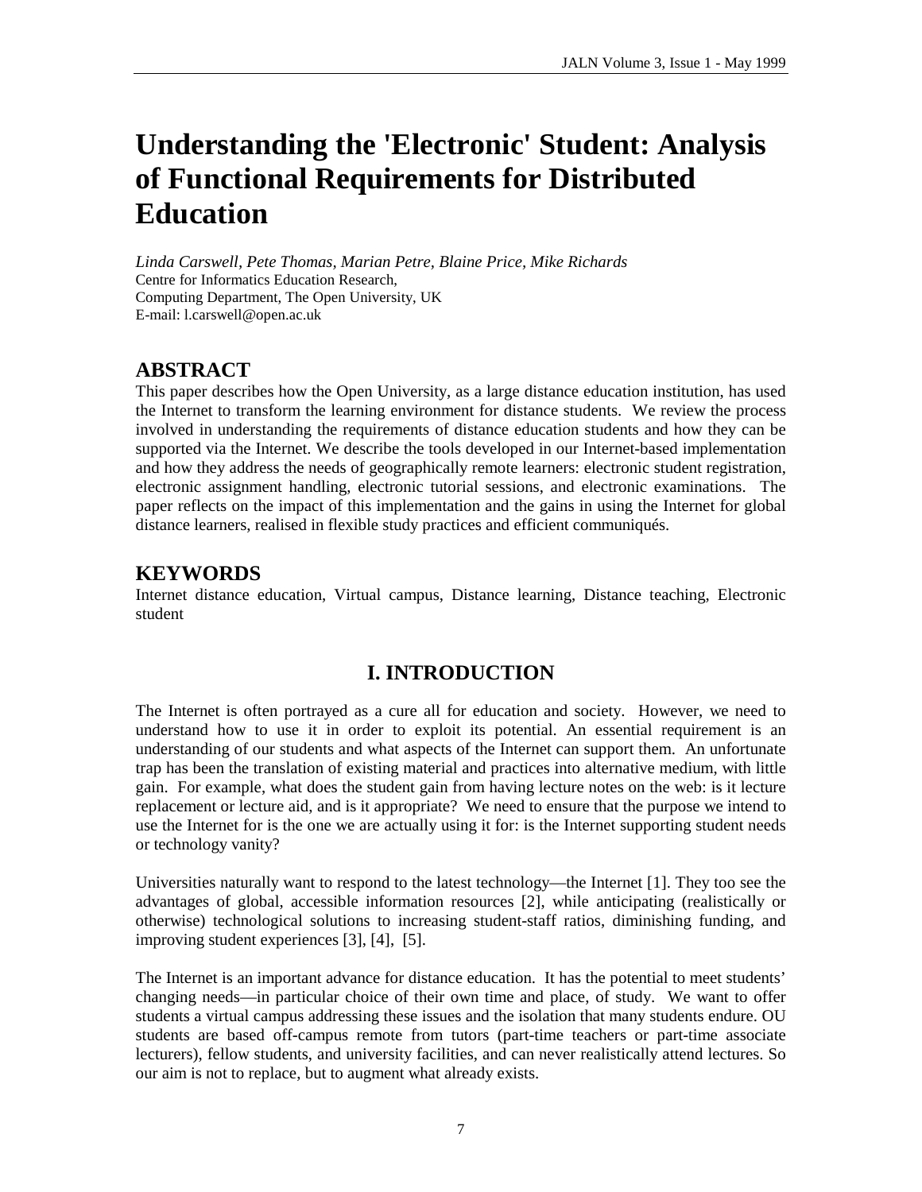# Understanding the 'Electronic' Student: Analysis of Functional Requirements for Distributed Education

*Linda Carswell, Pete Thomas, Marian Petre, Blaine Price, Mike Richards*
Centre for Informatics Education Research,
Computing Department, The Open University, UK
E-mail: l.carswell@open.ac.uk

## ABSTRACT

This paper describes how the Open University, as a large distance education institution, has used the Internet to transform the learning environment for distance students. We review the process involved in understanding the requirements of distance education students and how they can be supported via the Internet. We describe the tools developed in our Internet-based implementation and how they address the needs of geographically remote learners: electronic student registration, electronic assignment handling, electronic tutorial sessions, and electronic examinations. The paper reflects on the impact of this implementation and the gains in using the Internet for global distance learners, realised in flexible study practices and efficient communiqués.

## KEYWORDS

Internet distance education, Virtual campus, Distance learning, Distance teaching, Electronic student

## I. INTRODUCTION

The Internet is often portrayed as a cure all for education and society. However, we need to understand how to use it in order to exploit its potential. An essential requirement is an understanding of our students and what aspects of the Internet can support them. An unfortunate trap has been the translation of existing material and practices into alternative medium, with little gain. For example, what does the student gain from having lecture notes on the web: is it lecture replacement or lecture aid, and is it appropriate? We need to ensure that the purpose we intend to use the Internet for is the one we are actually using it for: is the Internet supporting student needs or technology vanity?

Universities naturally want to respond to the latest technology—the Internet [1]. They too see the advantages of global, accessible information resources [2], while anticipating (realistically or otherwise) technological solutions to increasing student-staff ratios, diminishing funding, and improving student experiences [3], [4], [5].

The Internet is an important advance for distance education. It has the potential to meet students' changing needs—in particular choice of their own time and place, of study. We want to offer students a virtual campus addressing these issues and the isolation that many students endure. OU students are based off-campus remote from tutors (part-time teachers or part-time associate lecturers), fellow students, and university facilities, and can never realistically attend lectures. So our aim is not to replace, but to augment what already exists.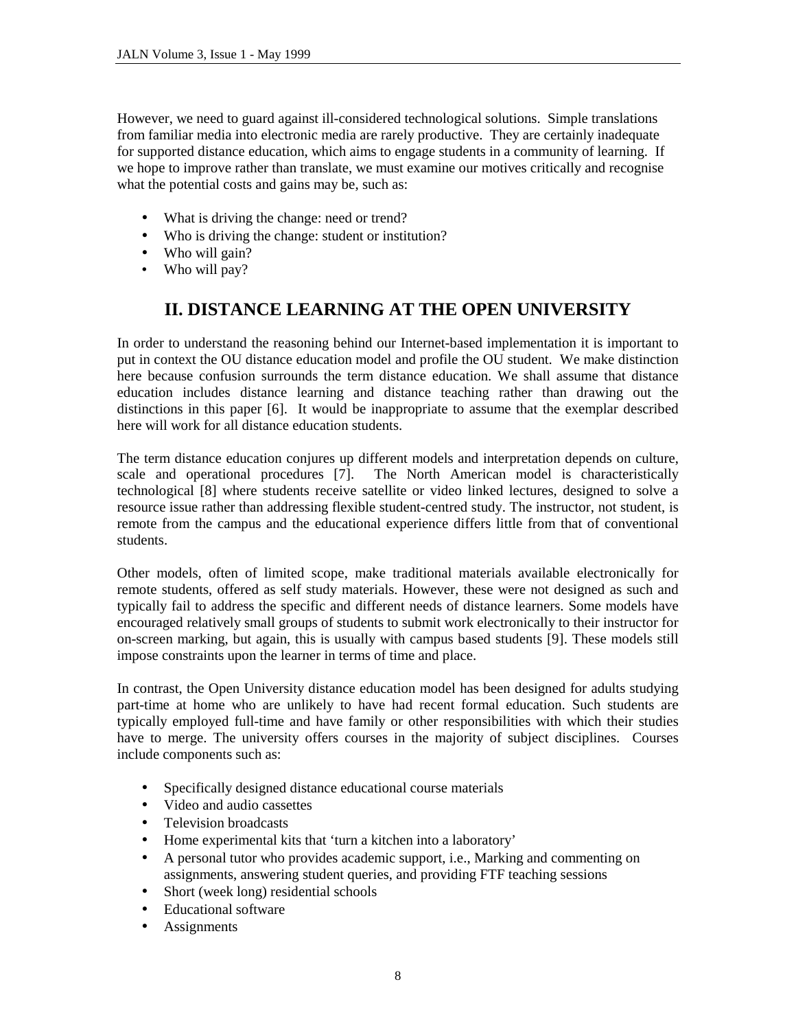However, we need to guard against ill-considered technological solutions. Simple translations from familiar media into electronic media are rarely productive. They are certainly inadequate for supported distance education, which aims to engage students in a community of learning. If we hope to improve rather than translate, we must examine our motives critically and recognise what the potential costs and gains may be, such as:

- What is driving the change: need or trend?
- Who is driving the change: student or institution?
- Who will gain?
- Who will pay?

## II. DISTANCE LEARNING AT THE OPEN UNIVERSITY

In order to understand the reasoning behind our Internet-based implementation it is important to put in context the OU distance education model and profile the OU student. We make distinction here because confusion surrounds the term distance education. We shall assume that distance education includes distance learning and distance teaching rather than drawing out the distinctions in this paper [6]. It would be inappropriate to assume that the exemplar described here will work for all distance education students.

The term distance education conjures up different models and interpretation depends on culture, scale and operational procedures [7]. The North American model is characteristically technological [8] where students receive satellite or video linked lectures, designed to solve a resource issue rather than addressing flexible student-centred study. The instructor, not student, is remote from the campus and the educational experience differs little from that of conventional students.

Other models, often of limited scope, make traditional materials available electronically for remote students, offered as self study materials. However, these were not designed as such and typically fail to address the specific and different needs of distance learners. Some models have encouraged relatively small groups of students to submit work electronically to their instructor for on-screen marking, but again, this is usually with campus based students [9]. These models still impose constraints upon the learner in terms of time and place.

In contrast, the Open University distance education model has been designed for adults studying part-time at home who are unlikely to have had recent formal education. Such students are typically employed full-time and have family or other responsibilities with which their studies have to merge. The university offers courses in the majority of subject disciplines. Courses include components such as:

- Specifically designed distance educational course materials
- Video and audio cassettes
- Television broadcasts
- Home experimental kits that 'turn a kitchen into a laboratory'
- A personal tutor who provides academic support, i.e., Marking and commenting on assignments, answering student queries, and providing FTF teaching sessions
- Short (week long) residential schools
- Educational software
- Assignments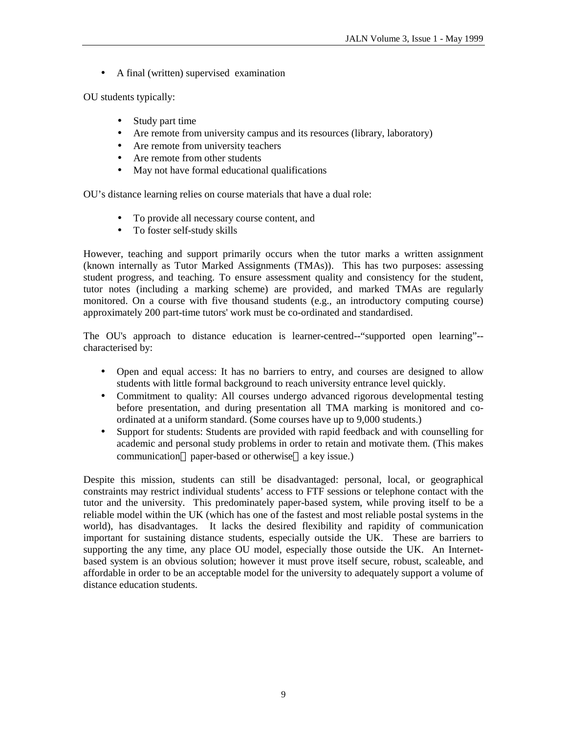- A final (written) supervised examination

OU students typically:

- Study part time
- Are remote from university campus and its resources (library, laboratory)
- Are remote from university teachers
- Are remote from other students
- May not have formal educational qualifications

OU's distance learning relies on course materials that have a dual role:

- To provide all necessary course content, and
- To foster self-study skills

However, teaching and support primarily occurs when the tutor marks a written assignment (known internally as Tutor Marked Assignments (TMAs)). This has two purposes: assessing student progress, and teaching. To ensure assessment quality and consistency for the student, tutor notes (including a marking scheme) are provided, and marked TMAs are regularly monitored. On a course with five thousand students (e.g., an introductory computing course) approximately 200 part-time tutors' work must be co-ordinated and standardised.

The OU's approach to distance education is learner-centred--"supported open learning"--characterised by:

- Open and equal access: It has no barriers to entry, and courses are designed to allow students with little formal background to reach university entrance level quickly.
- Commitment to quality: All courses undergo advanced rigorous developmental testing before presentation, and during presentation all TMA marking is monitored and co-ordinated at a uniform standard. (Some courses have up to 9,000 students.)
- Support for students: Students are provided with rapid feedback and with counselling for academic and personal study problems in order to retain and motivate them. (This makes communication — paper-based or otherwise — a key issue.)

Despite this mission, students can still be disadvantaged: personal, local, or geographical constraints may restrict individual students' access to FTF sessions or telephone contact with the tutor and the university. This predominately paper-based system, while proving itself to be a reliable model within the UK (which has one of the fastest and most reliable postal systems in the world), has disadvantages. It lacks the desired flexibility and rapidity of communication important for sustaining distance students, especially outside the UK. These are barriers to supporting the any time, any place OU model, especially those outside the UK. An Internet-based system is an obvious solution; however it must prove itself secure, robust, scaleable, and affordable in order to be an acceptable model for the university to adequately support a volume of distance education students.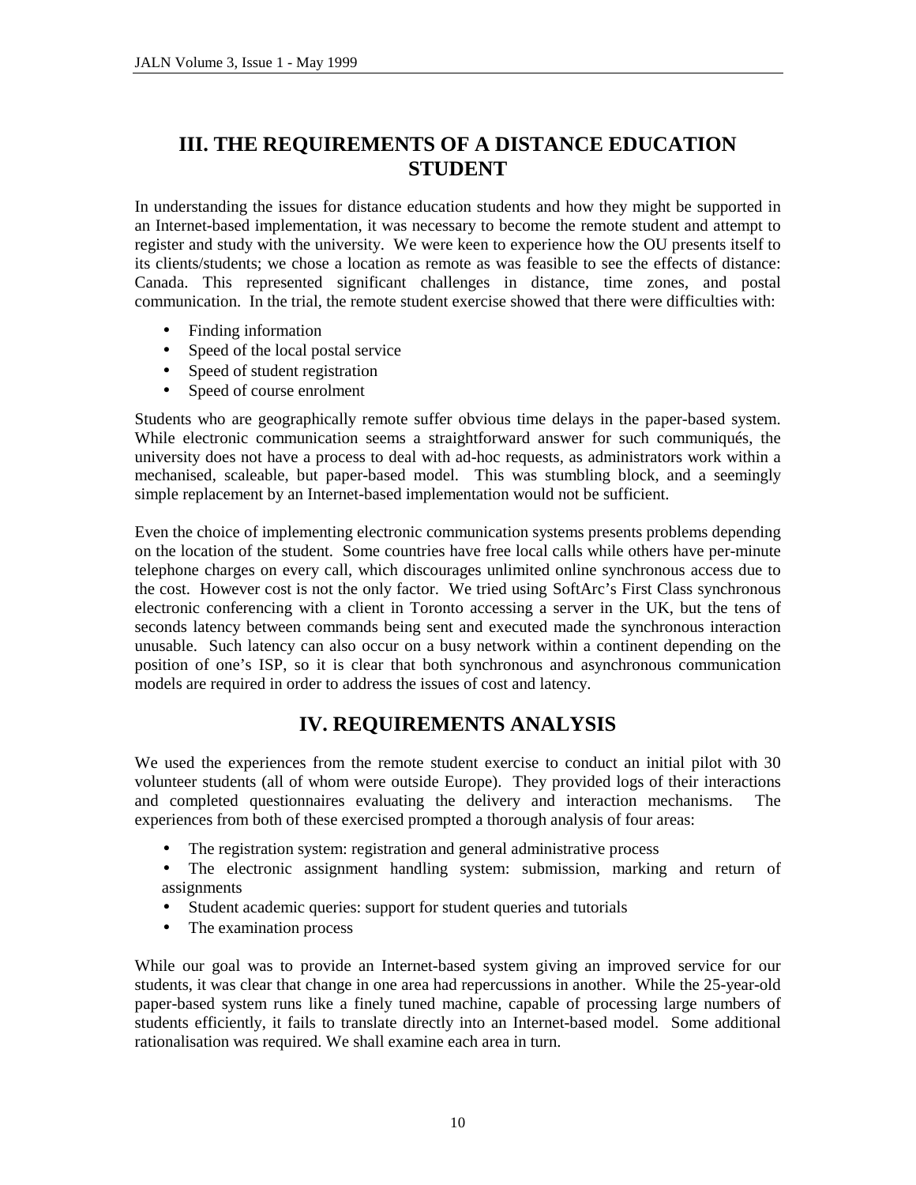## III. THE REQUIREMENTS OF A DISTANCE EDUCATION STUDENT

In understanding the issues for distance education students and how they might be supported in an Internet-based implementation, it was necessary to become the remote student and attempt to register and study with the university. We were keen to experience how the OU presents itself to its clients/students; we chose a location as remote as was feasible to see the effects of distance: Canada. This represented significant challenges in distance, time zones, and postal communication. In the trial, the remote student exercise showed that there were difficulties with:

- Finding information
- Speed of the local postal service
- Speed of student registration
- Speed of course enrolment

Students who are geographically remote suffer obvious time delays in the paper-based system. While electronic communication seems a straightforward answer for such communiqués, the university does not have a process to deal with ad-hoc requests, as administrators work within a mechanised, scaleable, but paper-based model. This was stumbling block, and a seemingly simple replacement by an Internet-based implementation would not be sufficient.

Even the choice of implementing electronic communication systems presents problems depending on the location of the student. Some countries have free local calls while others have per-minute telephone charges on every call, which discourages unlimited online synchronous access due to the cost. However cost is not the only factor. We tried using SoftArc's First Class synchronous electronic conferencing with a client in Toronto accessing a server in the UK, but the tens of seconds latency between commands being sent and executed made the synchronous interaction unusable. Such latency can also occur on a busy network within a continent depending on the position of one's ISP, so it is clear that both synchronous and asynchronous communication models are required in order to address the issues of cost and latency.

## IV. REQUIREMENTS ANALYSIS

We used the experiences from the remote student exercise to conduct an initial pilot with 30 volunteer students (all of whom were outside Europe). They provided logs of their interactions and completed questionnaires evaluating the delivery and interaction mechanisms. The experiences from both of these exercised prompted a thorough analysis of four areas:

- The registration system: registration and general administrative process
- The electronic assignment handling system: submission, marking and return of assignments
- Student academic queries: support for student queries and tutorials
- The examination process

While our goal was to provide an Internet-based system giving an improved service for our students, it was clear that change in one area had repercussions in another. While the 25-year-old paper-based system runs like a finely tuned machine, capable of processing large numbers of students efficiently, it fails to translate directly into an Internet-based model. Some additional rationalisation was required. We shall examine each area in turn.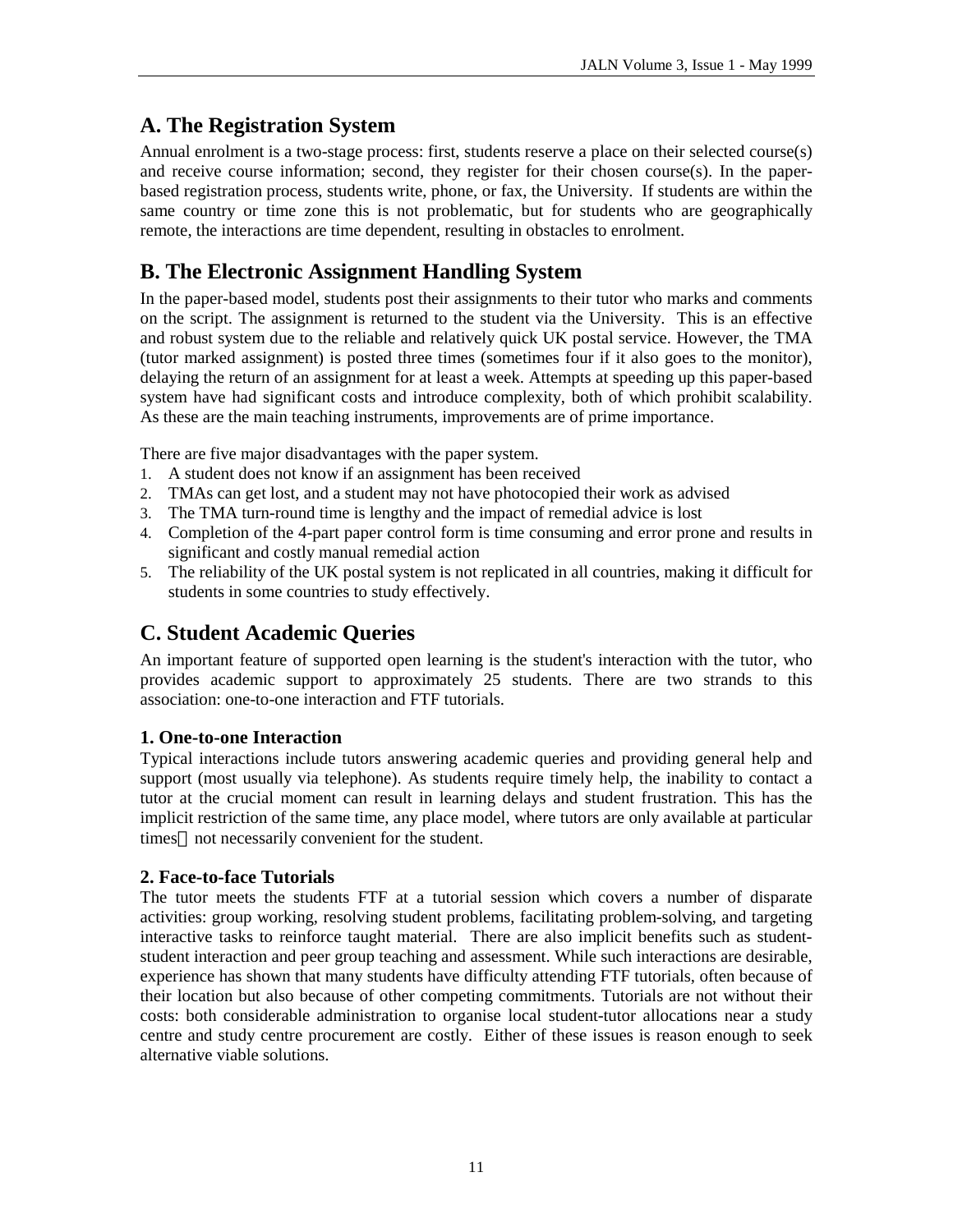## A. The Registration System

Annual enrolment is a two-stage process: first, students reserve a place on their selected course(s) and receive course information; second, they register for their chosen course(s). In the paper-based registration process, students write, phone, or fax, the University. If students are within the same country or time zone this is not problematic, but for students who are geographically remote, the interactions are time dependent, resulting in obstacles to enrolment.

## B. The Electronic Assignment Handling System

In the paper-based model, students post their assignments to their tutor who marks and comments on the script. The assignment is returned to the student via the University. This is an effective and robust system due to the reliable and relatively quick UK postal service. However, the TMA (tutor marked assignment) is posted three times (sometimes four if it also goes to the monitor), delaying the return of an assignment for at least a week. Attempts at speeding up this paper-based system have had significant costs and introduce complexity, both of which prohibit scalability. As these are the main teaching instruments, improvements are of prime importance.

There are five major disadvantages with the paper system.

1. A student does not know if an assignment has been received
2. TMAs can get lost, and a student may not have photocopied their work as advised
3. The TMA turn-round time is lengthy and the impact of remedial advice is lost
4. Completion of the 4-part paper control form is time consuming and error prone and results in significant and costly manual remedial action
5. The reliability of the UK postal system is not replicated in all countries, making it difficult for students in some countries to study effectively.

## C. Student Academic Queries

An important feature of supported open learning is the student's interaction with the tutor, who provides academic support to approximately 25 students. There are two strands to this association: one-to-one interaction and FTF tutorials.

### 1. One-to-one Interaction

Typical interactions include tutors answering academic queries and providing general help and support (most usually via telephone). As students require timely help, the inability to contact a tutor at the crucial moment can result in learning delays and student frustration. This has the implicit restriction of the same time, any place model, where tutors are only available at particular times — not necessarily convenient for the student.

### 2. Face-to-face Tutorials

The tutor meets the students FTF at a tutorial session which covers a number of disparate activities: group working, resolving student problems, facilitating problem-solving, and targeting interactive tasks to reinforce taught material. There are also implicit benefits such as student-student interaction and peer group teaching and assessment. While such interactions are desirable, experience has shown that many students have difficulty attending FTF tutorials, often because of their location but also because of other competing commitments. Tutorials are not without their costs: both considerable administration to organise local student-tutor allocations near a study centre and study centre procurement are costly. Either of these issues is reason enough to seek alternative viable solutions.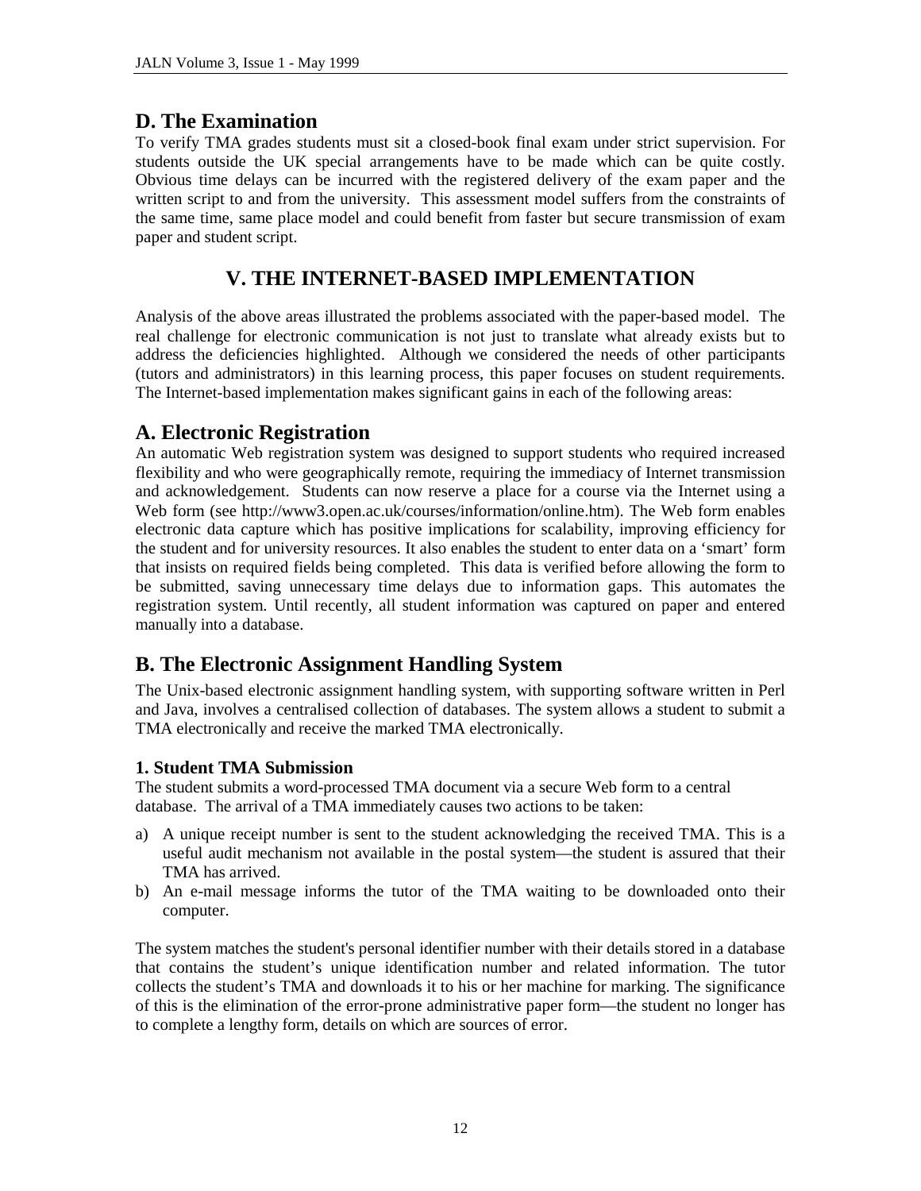## D. The Examination

To verify TMA grades students must sit a closed-book final exam under strict supervision. For students outside the UK special arrangements have to be made which can be quite costly. Obvious time delays can be incurred with the registered delivery of the exam paper and the written script to and from the university. This assessment model suffers from the constraints of the same time, same place model and could benefit from faster but secure transmission of exam paper and student script.

# V. THE INTERNET-BASED IMPLEMENTATION

Analysis of the above areas illustrated the problems associated with the paper-based model. The real challenge for electronic communication is not just to translate what already exists but to address the deficiencies highlighted. Although we considered the needs of other participants (tutors and administrators) in this learning process, this paper focuses on student requirements. The Internet-based implementation makes significant gains in each of the following areas:

## A. Electronic Registration

An automatic Web registration system was designed to support students who required increased flexibility and who were geographically remote, requiring the immediacy of Internet transmission and acknowledgement. Students can now reserve a place for a course via the Internet using a Web form (see http://www3.open.ac.uk/courses/information/online.htm). The Web form enables electronic data capture which has positive implications for scalability, improving efficiency for the student and for university resources. It also enables the student to enter data on a 'smart' form that insists on required fields being completed. This data is verified before allowing the form to be submitted, saving unnecessary time delays due to information gaps. This automates the registration system. Until recently, all student information was captured on paper and entered manually into a database.

## B. The Electronic Assignment Handling System

The Unix-based electronic assignment handling system, with supporting software written in Perl and Java, involves a centralised collection of databases. The system allows a student to submit a TMA electronically and receive the marked TMA electronically.

### 1. Student TMA Submission

The student submits a word-processed TMA document via a secure Web form to a central database. The arrival of a TMA immediately causes two actions to be taken:

a) A unique receipt number is sent to the student acknowledging the received TMA. This is a useful audit mechanism not available in the postal system—the student is assured that their TMA has arrived.
b) An e-mail message informs the tutor of the TMA waiting to be downloaded onto their computer.

The system matches the student's personal identifier number with their details stored in a database that contains the student's unique identification number and related information. The tutor collects the student's TMA and downloads it to his or her machine for marking. The significance of this is the elimination of the error-prone administrative paper form—the student no longer has to complete a lengthy form, details on which are sources of error.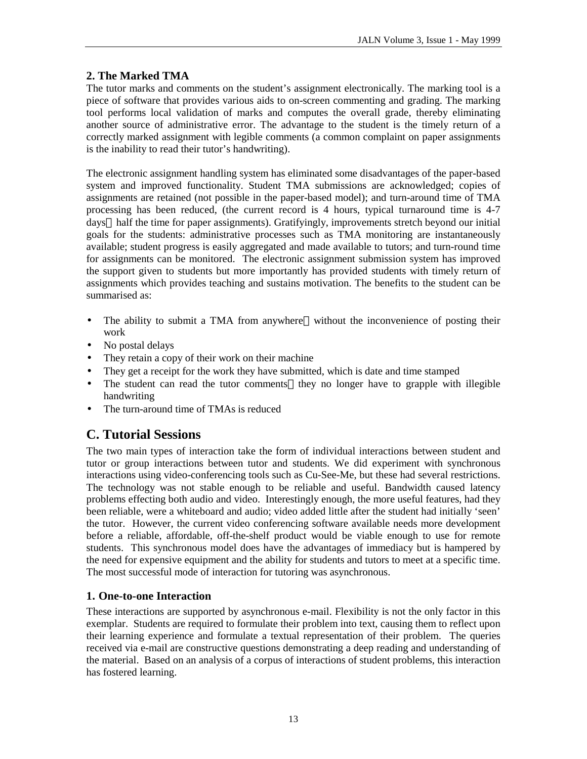### 2. The Marked TMA

The tutor marks and comments on the student's assignment electronically. The marking tool is a piece of software that provides various aids to on-screen commenting and grading. The marking tool performs local validation of marks and computes the overall grade, thereby eliminating another source of administrative error. The advantage to the student is the timely return of a correctly marked assignment with legible comments (a common complaint on paper assignments is the inability to read their tutor's handwriting).

The electronic assignment handling system has eliminated some disadvantages of the paper-based system and improved functionality. Student TMA submissions are acknowledged; copies of assignments are retained (not possible in the paper-based model); and turn-around time of TMA processing has been reduced, (the current record is 4 hours, typical turnaround time is 4-7 days — half the time for paper assignments). Gratifyingly, improvements stretch beyond our initial goals for the students: administrative processes such as TMA monitoring are instantaneously available; student progress is easily aggregated and made available to tutors; and turn-round time for assignments can be monitored. The electronic assignment submission system has improved the support given to students but more importantly has provided students with timely return of assignments which provides teaching and sustains motivation. The benefits to the student can be summarised as:

- The ability to submit a TMA from anywhere — without the inconvenience of posting their work
- No postal delays
- They retain a copy of their work on their machine
- They get a receipt for the work they have submitted, which is date and time stamped
- The student can read the tutor comments — they no longer have to grapple with illegible handwriting
- The turn-around time of TMAs is reduced

## C. Tutorial Sessions

The two main types of interaction take the form of individual interactions between student and tutor or group interactions between tutor and students. We did experiment with synchronous interactions using video-conferencing tools such as Cu-See-Me, but these had several restrictions. The technology was not stable enough to be reliable and useful. Bandwidth caused latency problems effecting both audio and video. Interestingly enough, the more useful features, had they been reliable, were a whiteboard and audio; video added little after the student had initially 'seen' the tutor. However, the current video conferencing software available needs more development before a reliable, affordable, off-the-shelf product would be viable enough to use for remote students. This synchronous model does have the advantages of immediacy but is hampered by the need for expensive equipment and the ability for students and tutors to meet at a specific time. The most successful mode of interaction for tutoring was asynchronous.

### 1. One-to-one Interaction

These interactions are supported by asynchronous e-mail. Flexibility is not the only factor in this exemplar. Students are required to formulate their problem into text, causing them to reflect upon their learning experience and formulate a textual representation of their problem. The queries received via e-mail are constructive questions demonstrating a deep reading and understanding of the material. Based on an analysis of a corpus of interactions of student problems, this interaction has fostered learning.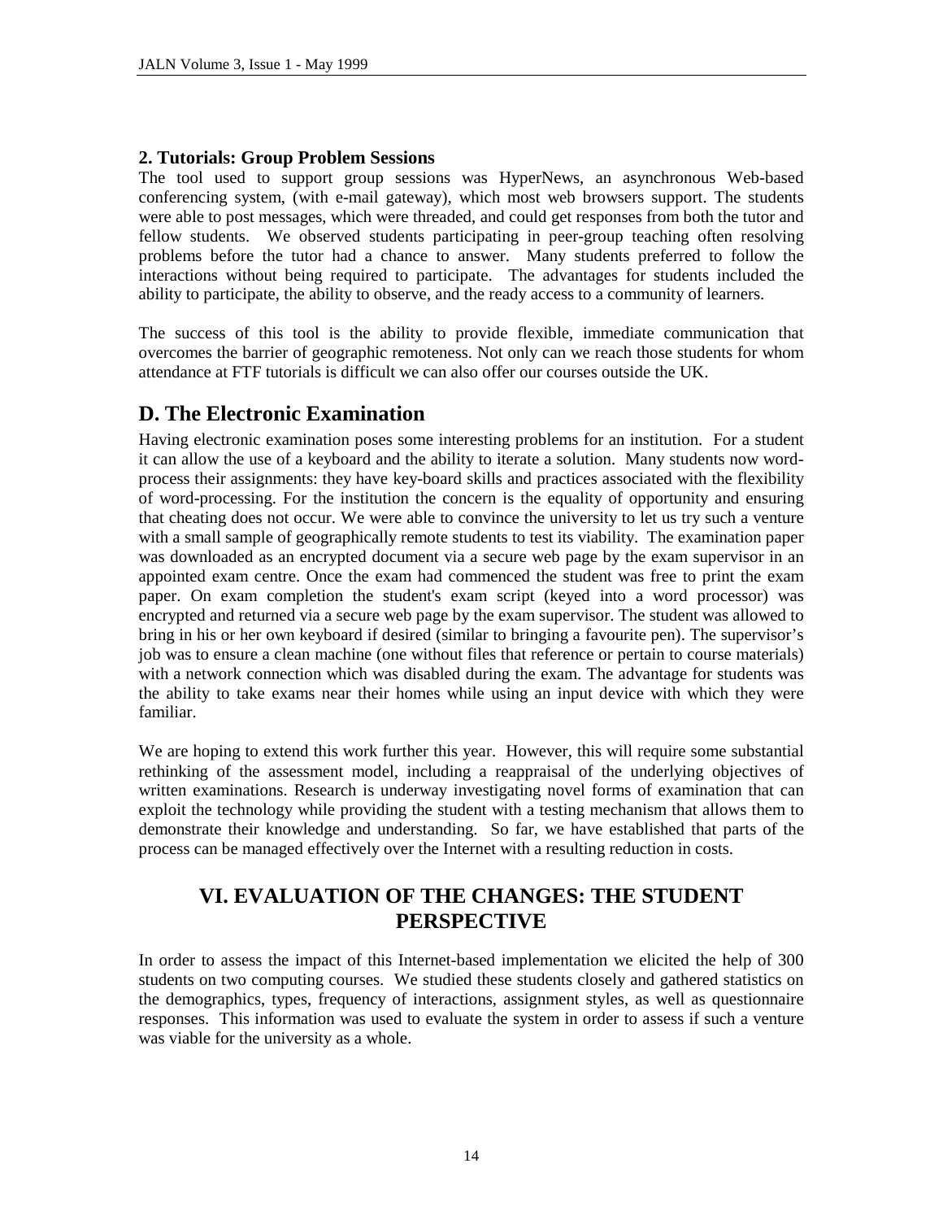### 2. Tutorials: Group Problem Sessions

The tool used to support group sessions was HyperNews, an asynchronous Web-based conferencing system, (with e-mail gateway), which most web browsers support. The students were able to post messages, which were threaded, and could get responses from both the tutor and fellow students. We observed students participating in peer-group teaching often resolving problems before the tutor had a chance to answer. Many students preferred to follow the interactions without being required to participate. The advantages for students included the ability to participate, the ability to observe, and the ready access to a community of learners.

The success of this tool is the ability to provide flexible, immediate communication that overcomes the barrier of geographic remoteness. Not only can we reach those students for whom attendance at FTF tutorials is difficult we can also offer our courses outside the UK.

## D. The Electronic Examination

Having electronic examination poses some interesting problems for an institution. For a student it can allow the use of a keyboard and the ability to iterate a solution. Many students now word-process their assignments: they have key-board skills and practices associated with the flexibility of word-processing. For the institution the concern is the equality of opportunity and ensuring that cheating does not occur. We were able to convince the university to let us try such a venture with a small sample of geographically remote students to test its viability. The examination paper was downloaded as an encrypted document via a secure web page by the exam supervisor in an appointed exam centre. Once the exam had commenced the student was free to print the exam paper. On exam completion the student's exam script (keyed into a word processor) was encrypted and returned via a secure web page by the exam supervisor. The student was allowed to bring in his or her own keyboard if desired (similar to bringing a favourite pen). The supervisor's job was to ensure a clean machine (one without files that reference or pertain to course materials) with a network connection which was disabled during the exam. The advantage for students was the ability to take exams near their homes while using an input device with which they were familiar.

We are hoping to extend this work further this year. However, this will require some substantial rethinking of the assessment model, including a reappraisal of the underlying objectives of written examinations. Research is underway investigating novel forms of examination that can exploit the technology while providing the student with a testing mechanism that allows them to demonstrate their knowledge and understanding. So far, we have established that parts of the process can be managed effectively over the Internet with a resulting reduction in costs.

# VI. EVALUATION OF THE CHANGES: THE STUDENT PERSPECTIVE

In order to assess the impact of this Internet-based implementation we elicited the help of 300 students on two computing courses. We studied these students closely and gathered statistics on the demographics, types, frequency of interactions, assignment styles, as well as questionnaire responses. This information was used to evaluate the system in order to assess if such a venture was viable for the university as a whole.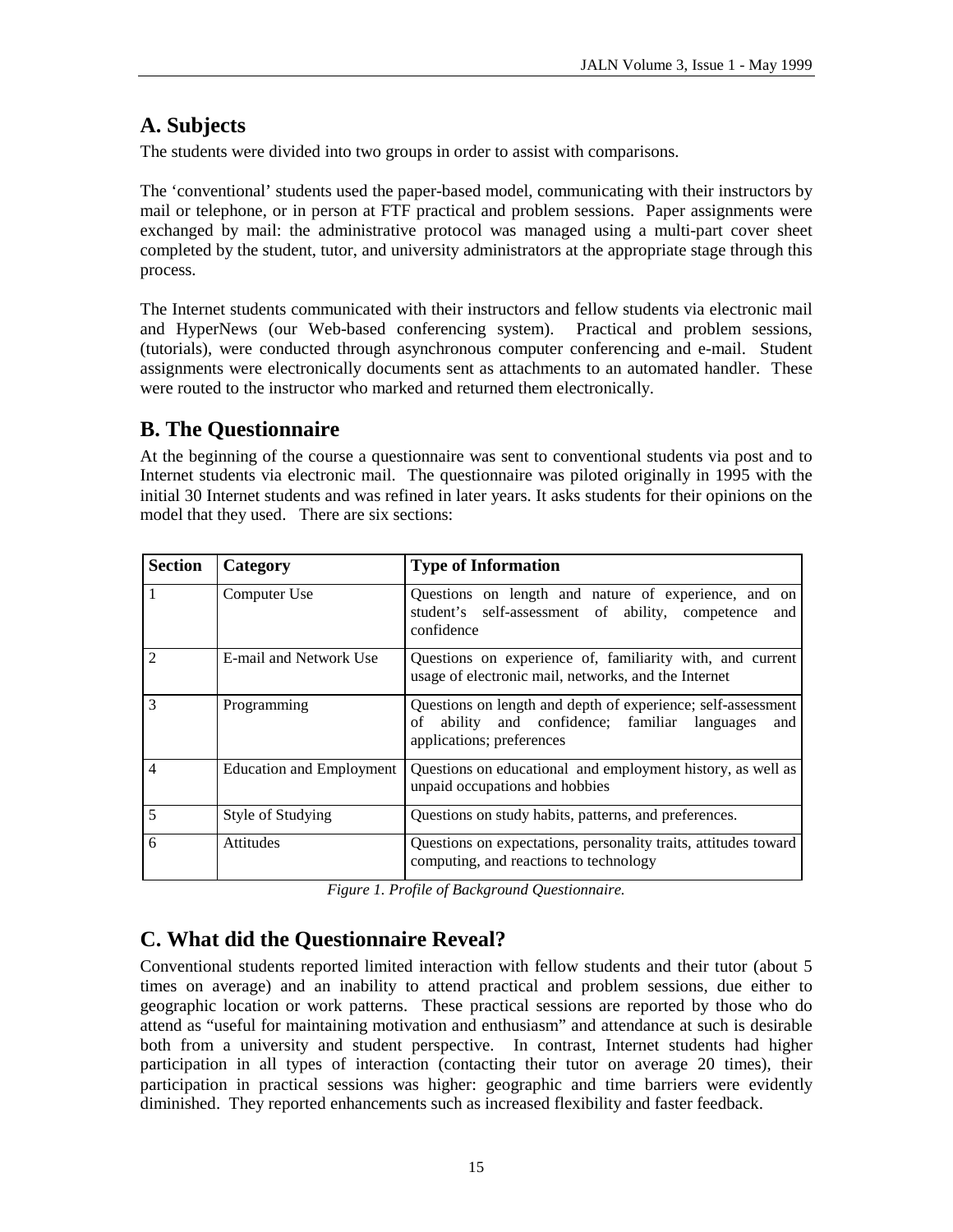## A. Subjects

The students were divided into two groups in order to assist with comparisons.

The 'conventional' students used the paper-based model, communicating with their instructors by mail or telephone, or in person at FTF practical and problem sessions. Paper assignments were exchanged by mail: the administrative protocol was managed using a multi-part cover sheet completed by the student, tutor, and university administrators at the appropriate stage through this process.

The Internet students communicated with their instructors and fellow students via electronic mail and HyperNews (our Web-based conferencing system). Practical and problem sessions, (tutorials), were conducted through asynchronous computer conferencing and e-mail. Student assignments were electronically documents sent as attachments to an automated handler. These were routed to the instructor who marked and returned them electronically.

## B. The Questionnaire

At the beginning of the course a questionnaire was sent to conventional students via post and to Internet students via electronic mail. The questionnaire was piloted originally in 1995 with the initial 30 Internet students and was refined in later years. It asks students for their opinions on the model that they used. There are six sections:

| Section | Category | Type of Information |
|---|---|---|
| 1 | Computer Use | Questions on length and nature of experience, and on student's self-assessment of ability, competence and confidence |
| 2 | E-mail and Network Use | Questions on experience of, familiarity with, and current usage of electronic mail, networks, and the Internet |
| 3 | Programming | Questions on length and depth of experience; self-assessment of ability and confidence; familiar languages and applications; preferences |
| 4 | Education and Employment | Questions on educational and employment history, as well as unpaid occupations and hobbies |
| 5 | Style of Studying | Questions on study habits, patterns, and preferences. |
| 6 | Attitudes | Questions on expectations, personality traits, attitudes toward computing, and reactions to technology |

*Figure 1. Profile of Background Questionnaire.*

## C. What did the Questionnaire Reveal?

Conventional students reported limited interaction with fellow students and their tutor (about 5 times on average) and an inability to attend practical and problem sessions, due either to geographic location or work patterns. These practical sessions are reported by those who do attend as "useful for maintaining motivation and enthusiasm" and attendance at such is desirable both from a university and student perspective. In contrast, Internet students had higher participation in all types of interaction (contacting their tutor on average 20 times), their participation in practical sessions was higher: geographic and time barriers were evidently diminished. They reported enhancements such as increased flexibility and faster feedback.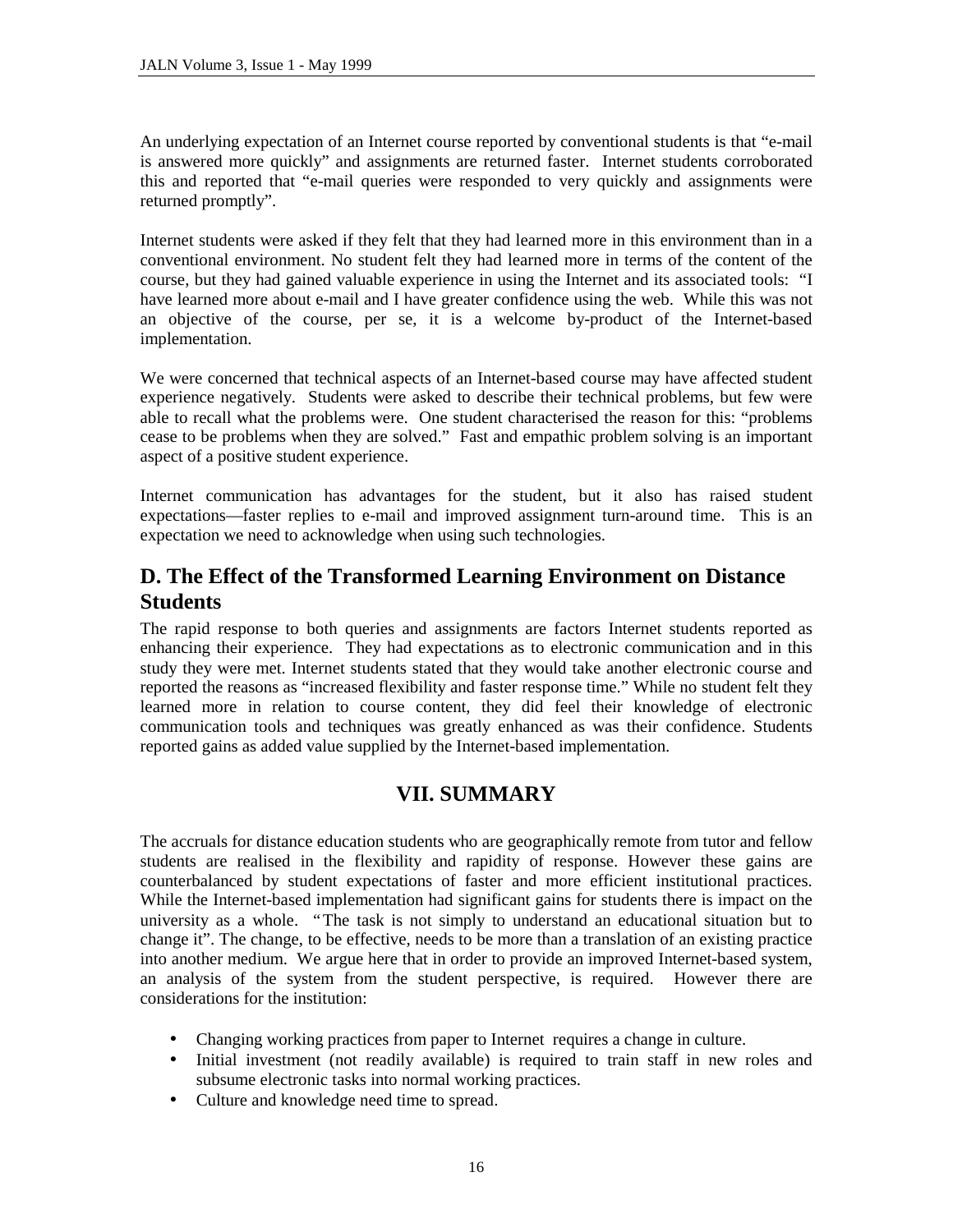An underlying expectation of an Internet course reported by conventional students is that "e-mail is answered more quickly" and assignments are returned faster. Internet students corroborated this and reported that "e-mail queries were responded to very quickly and assignments were returned promptly".

Internet students were asked if they felt that they had learned more in this environment than in a conventional environment. No student felt they had learned more in terms of the content of the course, but they had gained valuable experience in using the Internet and its associated tools: "I have learned more about e-mail and I have greater confidence using the web. While this was not an objective of the course, per se, it is a welcome by-product of the Internet-based implementation.

We were concerned that technical aspects of an Internet-based course may have affected student experience negatively. Students were asked to describe their technical problems, but few were able to recall what the problems were. One student characterised the reason for this: "problems cease to be problems when they are solved." Fast and empathic problem solving is an important aspect of a positive student experience.

Internet communication has advantages for the student, but it also has raised student expectations—faster replies to e-mail and improved assignment turn-around time. This is an expectation we need to acknowledge when using such technologies.

## D. The Effect of the Transformed Learning Environment on Distance Students

The rapid response to both queries and assignments are factors Internet students reported as enhancing their experience. They had expectations as to electronic communication and in this study they were met. Internet students stated that they would take another electronic course and reported the reasons as "increased flexibility and faster response time." While no student felt they learned more in relation to course content, they did feel their knowledge of electronic communication tools and techniques was greatly enhanced as was their confidence. Students reported gains as added value supplied by the Internet-based implementation.

# VII. SUMMARY

The accruals for distance education students who are geographically remote from tutor and fellow students are realised in the flexibility and rapidity of response. However these gains are counterbalanced by student expectations of faster and more efficient institutional practices. While the Internet-based implementation had significant gains for students there is impact on the university as a whole. "The task is not simply to understand an educational situation but to change it". The change, to be effective, needs to be more than a translation of an existing practice into another medium. We argue here that in order to provide an improved Internet-based system, an analysis of the system from the student perspective, is required. However there are considerations for the institution:

- Changing working practices from paper to Internet requires a change in culture.
- Initial investment (not readily available) is required to train staff in new roles and subsume electronic tasks into normal working practices.
- Culture and knowledge need time to spread.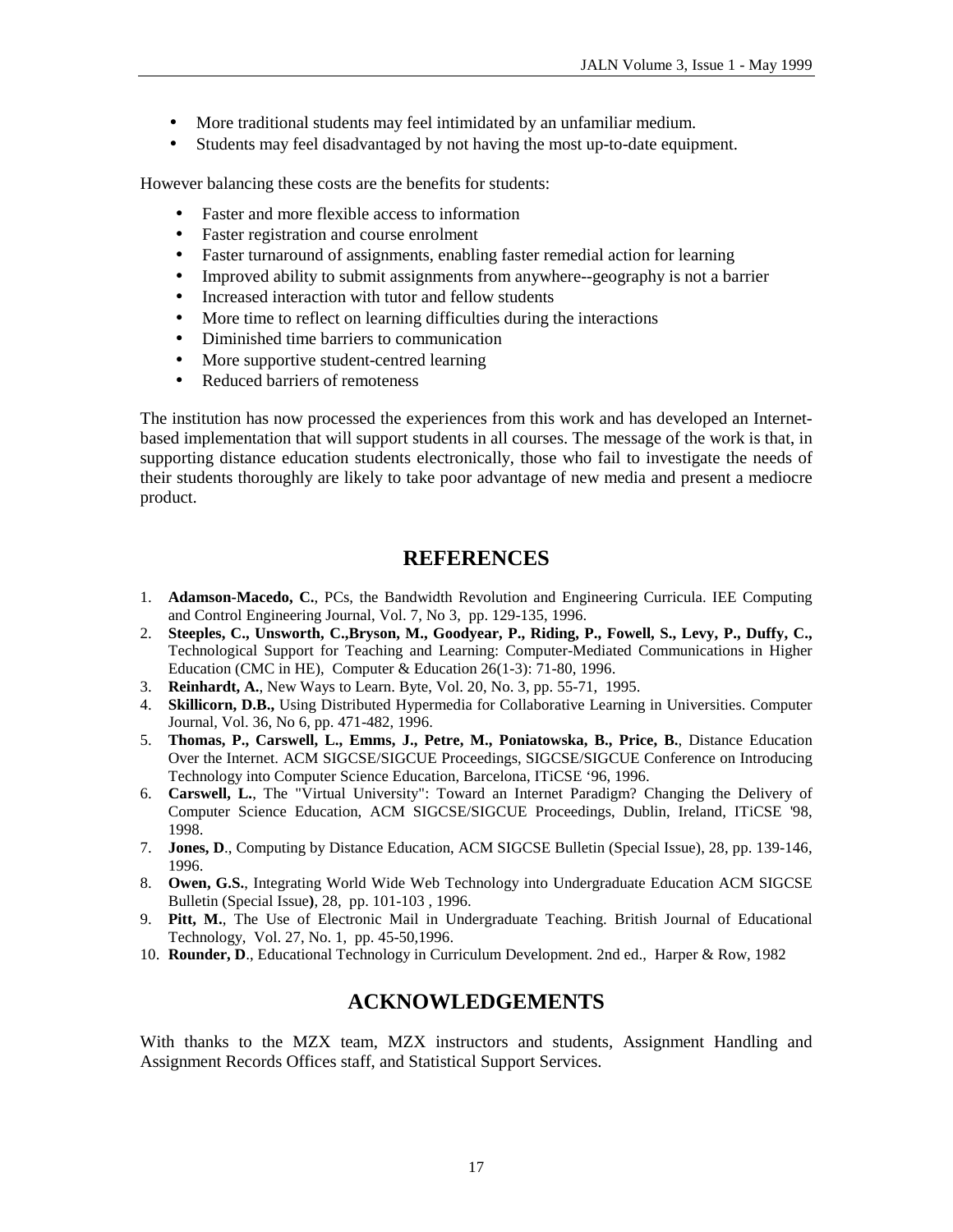- More traditional students may feel intimidated by an unfamiliar medium.
- Students may feel disadvantaged by not having the most up-to-date equipment.

However balancing these costs are the benefits for students:

- Faster and more flexible access to information
- Faster registration and course enrolment
- Faster turnaround of assignments, enabling faster remedial action for learning
- Improved ability to submit assignments from anywhere--geography is not a barrier
- Increased interaction with tutor and fellow students
- More time to reflect on learning difficulties during the interactions
- Diminished time barriers to communication
- More supportive student-centred learning
- Reduced barriers of remoteness

The institution has now processed the experiences from this work and has developed an Internet-based implementation that will support students in all courses. The message of the work is that, in supporting distance education students electronically, those who fail to investigate the needs of their students thoroughly are likely to take poor advantage of new media and present a mediocre product.

## REFERENCES

1. **Adamson-Macedo, C.**, PCs, the Bandwidth Revolution and Engineering Curricula. IEE Computing and Control Engineering Journal, Vol. 7, No 3, pp. 129-135, 1996.
2. **Steeples, C., Unsworth, C.,Bryson, M., Goodyear, P., Riding, P., Fowell, S., Levy, P., Duffy, C.,** Technological Support for Teaching and Learning: Computer-Mediated Communications in Higher Education (CMC in HE), Computer & Education 26(1-3): 71-80, 1996.
3. **Reinhardt, A.**, New Ways to Learn. Byte, Vol. 20, No. 3, pp. 55-71, 1995.
4. **Skillicorn, D.B.,** Using Distributed Hypermedia for Collaborative Learning in Universities. Computer Journal, Vol. 36, No 6, pp. 471-482, 1996.
5. **Thomas, P., Carswell, L., Emms, J., Petre, M., Poniatowska, B., Price, B.**, Distance Education Over the Internet. ACM SIGCSE/SIGCUE Proceedings, SIGCSE/SIGCUE Conference on Introducing Technology into Computer Science Education, Barcelona, ITiCSE '96, 1996.
6. **Carswell, L.**, The "Virtual University": Toward an Internet Paradigm? Changing the Delivery of Computer Science Education, ACM SIGCSE/SIGCUE Proceedings, Dublin, Ireland, ITiCSE '98, 1998.
7. **Jones, D**., Computing by Distance Education, ACM SIGCSE Bulletin (Special Issue), 28, pp. 139-146, 1996.
8. **Owen, G.S.**, Integrating World Wide Web Technology into Undergraduate Education ACM SIGCSE Bulletin (Special Issue), 28, pp. 101-103 , 1996.
9. **Pitt, M.**, The Use of Electronic Mail in Undergraduate Teaching. British Journal of Educational Technology, Vol. 27, No. 1, pp. 45-50,1996.
10. **Rounder, D**., Educational Technology in Curriculum Development. 2nd ed., Harper & Row, 1982

## ACKNOWLEDGEMENTS

With thanks to the MZX team, MZX instructors and students, Assignment Handling and Assignment Records Offices staff, and Statistical Support Services.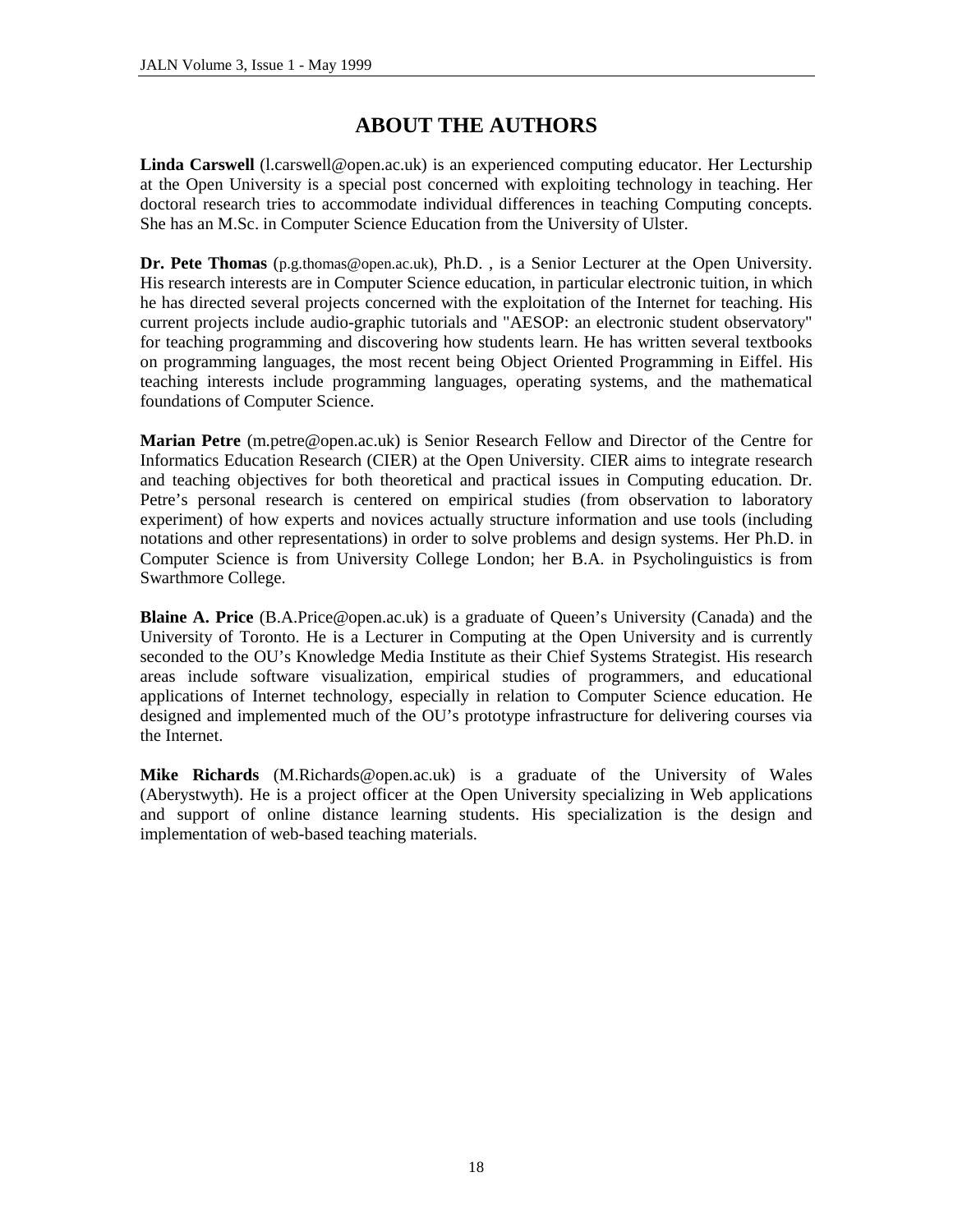# ABOUT THE AUTHORS

**Linda Carswell** (l.carswell@open.ac.uk) is an experienced computing educator. Her Lecturship at the Open University is a special post concerned with exploiting technology in teaching. Her doctoral research tries to accommodate individual differences in teaching Computing concepts. She has an M.Sc. in Computer Science Education from the University of Ulster.

**Dr. Pete Thomas** (p.g.thomas@open.ac.uk), Ph.D. , is a Senior Lecturer at the Open University. His research interests are in Computer Science education, in particular electronic tuition, in which he has directed several projects concerned with the exploitation of the Internet for teaching. His current projects include audio-graphic tutorials and "AESOP: an electronic student observatory" for teaching programming and discovering how students learn. He has written several textbooks on programming languages, the most recent being Object Oriented Programming in Eiffel. His teaching interests include programming languages, operating systems, and the mathematical foundations of Computer Science.

**Marian Petre** (m.petre@open.ac.uk) is Senior Research Fellow and Director of the Centre for Informatics Education Research (CIER) at the Open University. CIER aims to integrate research and teaching objectives for both theoretical and practical issues in Computing education. Dr. Petre's personal research is centered on empirical studies (from observation to laboratory experiment) of how experts and novices actually structure information and use tools (including notations and other representations) in order to solve problems and design systems. Her Ph.D. in Computer Science is from University College London; her B.A. in Psycholinguistics is from Swarthmore College.

**Blaine A. Price** (B.A.Price@open.ac.uk) is a graduate of Queen's University (Canada) and the University of Toronto. He is a Lecturer in Computing at the Open University and is currently seconded to the OU's Knowledge Media Institute as their Chief Systems Strategist. His research areas include software visualization, empirical studies of programmers, and educational applications of Internet technology, especially in relation to Computer Science education. He designed and implemented much of the OU's prototype infrastructure for delivering courses via the Internet.

**Mike Richards** (M.Richards@open.ac.uk) is a graduate of the University of Wales (Aberystwyth). He is a project officer at the Open University specializing in Web applications and support of online distance learning students. His specialization is the design and implementation of web-based teaching materials.